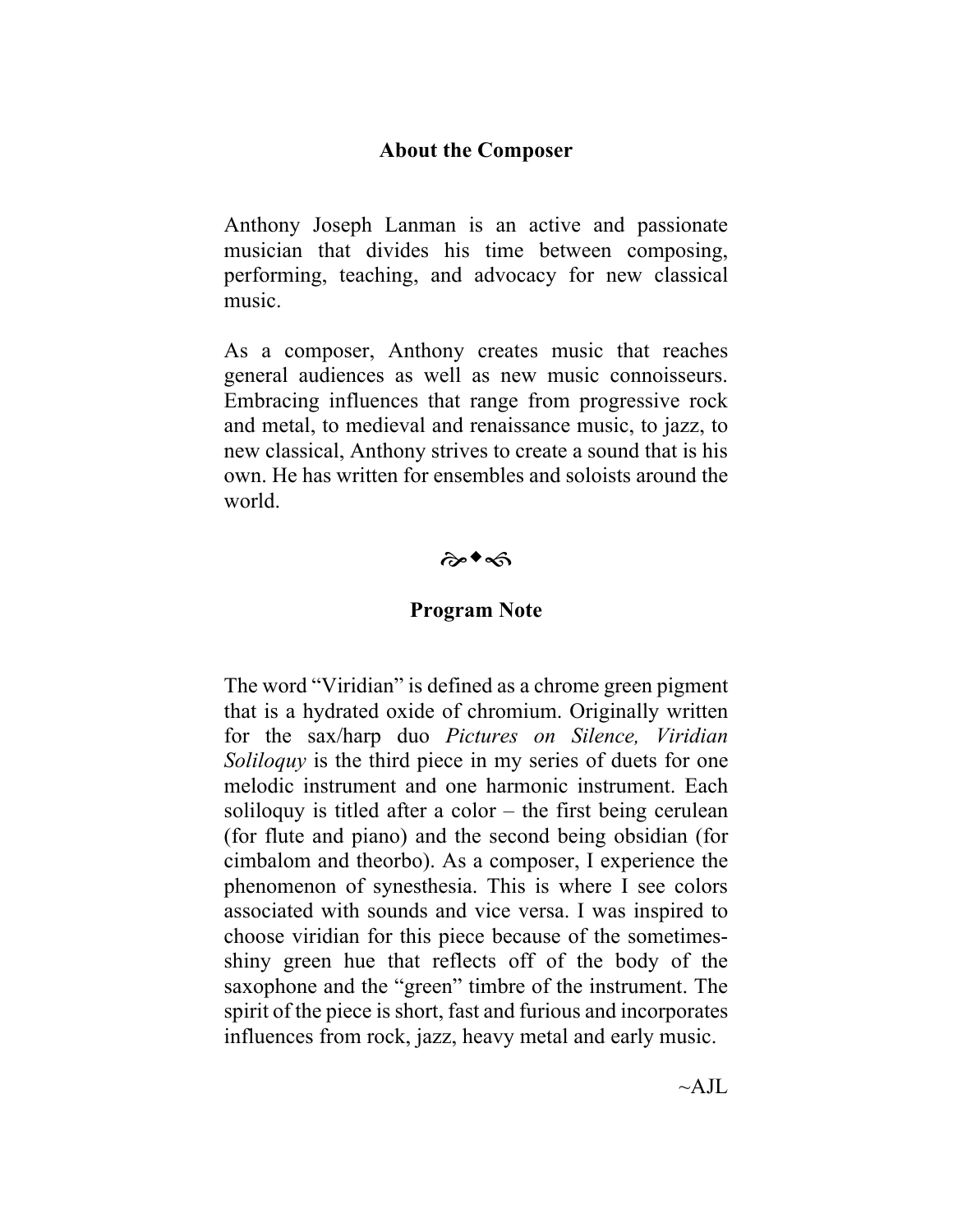## About the Composer

Anthony Joseph Lanman is an active and passionate musician that divides his time between composing, performing, teaching, and advocacy for new classical music.

As a composer, Anthony creates music that reaches general audiences as well as new music connoisseurs. Embracing influences that range from progressive rock and metal, to medieval and renaissance music, to jazz, to new classical, Anthony strives to create a sound that is his own. He has written for ensembles and soloists around the world.

## Program Note

The word "Viridian" is defined as a chrome green pigment that is a hydrated oxide of chromium. Originally written for the sax/harp duo *Pictures on Silence, Viridian Soliloquy* is the third piece in my series of duets for one melodic instrument and one harmonic instrument. Each soliloquy is titled after a color – the first being cerulean (for flute and piano) and the second being obsidian (for cimbalom and theorbo). As a composer, I experience the phenomenon of synesthesia. This is where I see colors associated with sounds and vice versa. I was inspired to choose viridian for this piece because of the sometimes-shiny green hue that reflects off of the body of the saxophone and the "green" timbre of the instrument. The spirit of the piece is short, fast and furious and incorporates influences from rock, jazz, heavy metal and early music.

~AJL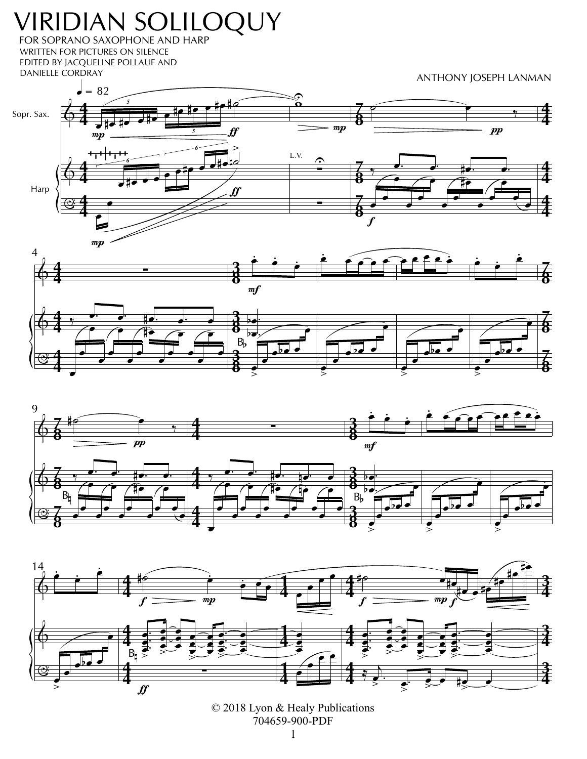# VIRIDIAN SOLILOQUY

FOR SOPRANO SAXOPHONE AND HARP
WRITTEN FOR PICTURES ON SILENCE
EDITED BY JACQUELINE POLLAUF AND
DANIELLE CORDRAY

ANTHONY JOSEPH LANMAN

© 2018 Lyon & Healy Publications
704659-900-PDF